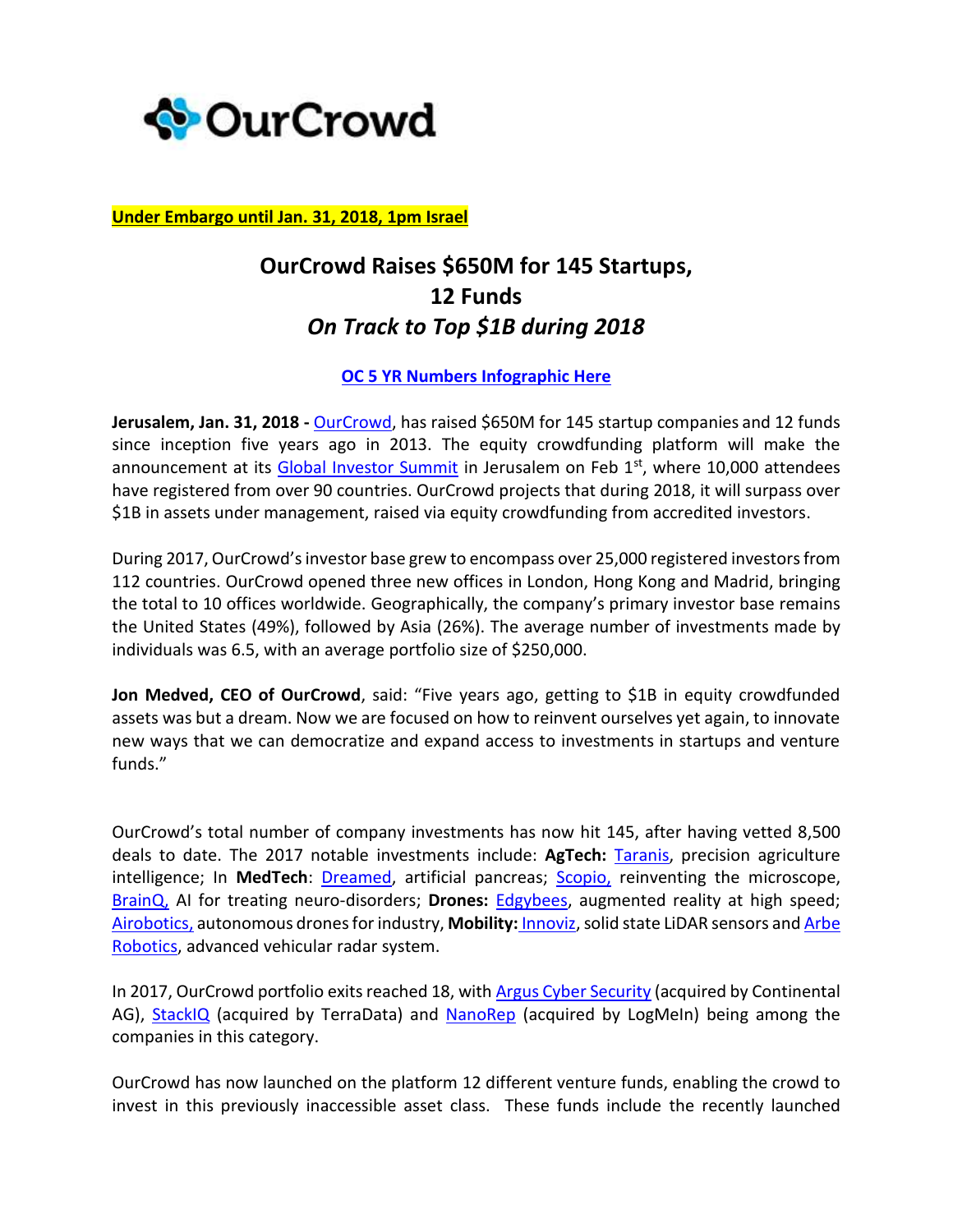OurCrowd

**Under Embargo until Jan. 31, 2018, 1pm Israel**

# OurCrowd Raises $650M for 145 Startups, 12 Funds

## *On Track to Top $1B during 2018*

**OC 5 YR Numbers Infographic Here**

**Jerusalem, Jan. 31, 2018 -** OurCrowd, has raised $650M for 145 startup companies and 12 funds since inception five years ago in 2013. The equity crowdfunding platform will make the announcement at its Global Investor Summit in Jerusalem on Feb 1st, where 10,000 attendees have registered from over 90 countries. OurCrowd projects that during 2018, it will surpass over $1B in assets under management, raised via equity crowdfunding from accredited investors.

During 2017, OurCrowd's investor base grew to encompass over 25,000 registered investors from 112 countries. OurCrowd opened three new offices in London, Hong Kong and Madrid, bringing the total to 10 offices worldwide. Geographically, the company's primary investor base remains the United States (49%), followed by Asia (26%). The average number of investments made by individuals was 6.5, with an average portfolio size of $250,000.

**Jon Medved, CEO of OurCrowd**, said: "Five years ago, getting to $1B in equity crowdfunded assets was but a dream. Now we are focused on how to reinvent ourselves yet again, to innovate new ways that we can democratize and expand access to investments in startups and venture funds."

OurCrowd's total number of company investments has now hit 145, after having vetted 8,500 deals to date. The 2017 notable investments include: **AgTech:** Taranis, precision agriculture intelligence; In **MedTech**: Dreamed, artificial pancreas; Scopio, reinventing the microscope, BrainQ, AI for treating neuro-disorders; **Drones:** Edgybees, augmented reality at high speed; Airobotics, autonomous drones for industry, **Mobility:** Innoviz, solid state LiDAR sensors and Arbe Robotics, advanced vehicular radar system.

In 2017, OurCrowd portfolio exits reached 18, with Argus Cyber Security (acquired by Continental AG), StackIQ (acquired by TerraData) and NanoRep (acquired by LogMeIn) being among the companies in this category.

OurCrowd has now launched on the platform 12 different venture funds, enabling the crowd to invest in this previously inaccessible asset class. These funds include the recently launched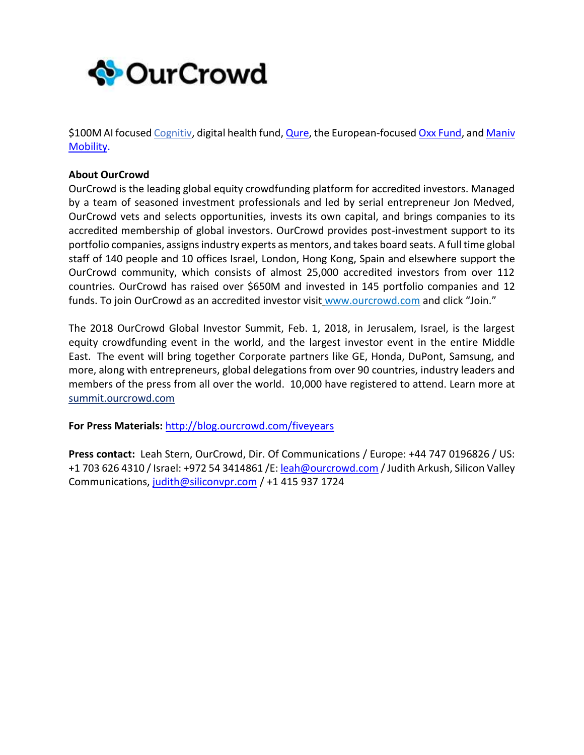$100M AI focused Cognitiv, digital health fund, Qure, the European-focused Oxx Fund, and Maniv Mobility.

**About OurCrowd**

OurCrowd is the leading global equity crowdfunding platform for accredited investors. Managed by a team of seasoned investment professionals and led by serial entrepreneur Jon Medved, OurCrowd vets and selects opportunities, invests its own capital, and brings companies to its accredited membership of global investors. OurCrowd provides post-investment support to its portfolio companies, assigns industry experts as mentors, and takes board seats. A full time global staff of 140 people and 10 offices Israel, London, Hong Kong, Spain and elsewhere support the OurCrowd community, which consists of almost 25,000 accredited investors from over 112 countries. OurCrowd has raised over $650M and invested in 145 portfolio companies and 12 funds. To join OurCrowd as an accredited investor visit www.ourcrowd.com and click "Join."

The 2018 OurCrowd Global Investor Summit, Feb. 1, 2018, in Jerusalem, Israel, is the largest equity crowdfunding event in the world, and the largest investor event in the entire Middle East. The event will bring together Corporate partners like GE, Honda, DuPont, Samsung, and more, along with entrepreneurs, global delegations from over 90 countries, industry leaders and members of the press from all over the world. 10,000 have registered to attend. Learn more at summit.ourcrowd.com

**For Press Materials:** http://blog.ourcrowd.com/fiveyears

**Press contact:** Leah Stern, OurCrowd, Dir. Of Communications / Europe: +44 747 0196826 / US: +1 703 626 4310 / Israel: +972 54 3414861 /E: leah@ourcrowd.com / Judith Arkush, Silicon Valley Communications, judith@siliconvpr.com / +1 415 937 1724